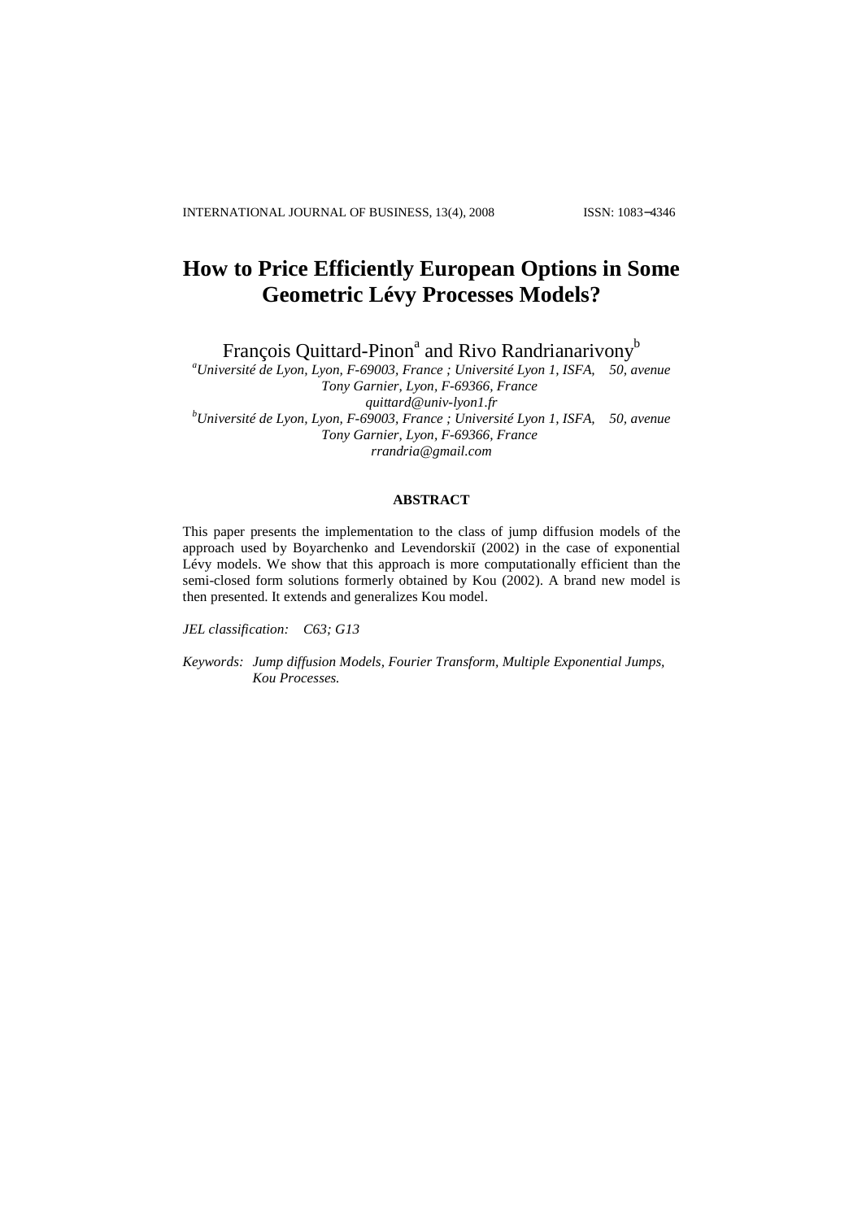# How to Price Efficiently European Options in Some Geometric Lévy Processes Models?

François Quittard-Pinon[a] and Rivo Randrianarivony[b]

[a]*Université de Lyon, Lyon, F-69003, France ; Université Lyon 1, ISFA, 50, avenue Tony Garnier, Lyon, F-69366, France*
*quittard@univ-lyon1.fr*

[b]*Université de Lyon, Lyon, F-69003, France ; Université Lyon 1, ISFA, 50, avenue Tony Garnier, Lyon, F-69366, France*
*rrandria@gmail.com*

## ABSTRACT

This paper presents the implementation to the class of jump diffusion models of the approach used by Boyarchenko and Levendorskiĭ (2002) in the case of exponential Lévy models. We show that this approach is more computationally efficient than the semi-closed form solutions formerly obtained by Kou (2002). A brand new model is then presented. It extends and generalizes Kou model.

*JEL classification:* *C63; G13*

*Keywords:* *Jump diffusion Models, Fourier Transform, Multiple Exponential Jumps, Kou Processes.*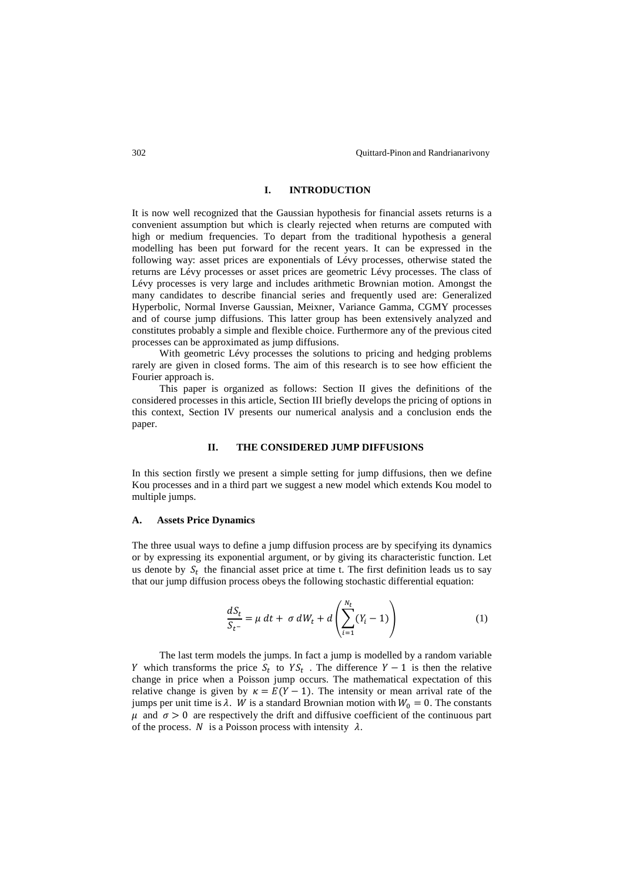## I. INTRODUCTION

It is now well recognized that the Gaussian hypothesis for financial assets returns is a convenient assumption but which is clearly rejected when returns are computed with high or medium frequencies. To depart from the traditional hypothesis a general modelling has been put forward for the recent years. It can be expressed in the following way: asset prices are exponentials of Lévy processes, otherwise stated the returns are Lévy processes or asset prices are geometric Lévy processes. The class of Lévy processes is very large and includes arithmetic Brownian motion. Amongst the many candidates to describe financial series and frequently used are: Generalized Hyperbolic, Normal Inverse Gaussian, Meixner, Variance Gamma, CGMY processes and of course jump diffusions. This latter group has been extensively analyzed and constitutes probably a simple and flexible choice. Furthermore any of the previous cited processes can be approximated as jump diffusions.

With geometric Lévy processes the solutions to pricing and hedging problems rarely are given in closed forms. The aim of this research is to see how efficient the Fourier approach is.

This paper is organized as follows: Section II gives the definitions of the considered processes in this article, Section III briefly develops the pricing of options in this context, Section IV presents our numerical analysis and a conclusion ends the paper.

## II. THE CONSIDERED JUMP DIFFUSIONS

In this section firstly we present a simple setting for jump diffusions, then we define Kou processes and in a third part we suggest a new model which extends Kou model to multiple jumps.

### A. Assets Price Dynamics

The three usual ways to define a jump diffusion process are by specifying its dynamics or by expressing its exponential argument, or by giving its characteristic function. Let us denote by $S_t$ the financial asset price at time t. The first definition leads us to say that our jump diffusion process obeys the following stochastic differential equation:

$$\frac{dS_t}{S_{t^-}} = \mu\, dt + \sigma\, dW_t + d\left(\sum_{i=1}^{N_t}(Y_i - 1)\right) \tag{1}$$

The last term models the jumps. In fact a jump is modelled by a random variable $Y$ which transforms the price $S_t$ to $YS_t$. The difference $Y - 1$ is then the relative change in price when a Poisson jump occurs. The mathematical expectation of this relative change is given by $\kappa = E(Y - 1)$. The intensity or mean arrival rate of the jumps per unit time is $\lambda$. $W$ is a standard Brownian motion with $W_0 = 0$. The constants $\mu$ and $\sigma > 0$ are respectively the drift and diffusive coefficient of the continuous part of the process. $N$ is a Poisson process with intensity $\lambda$.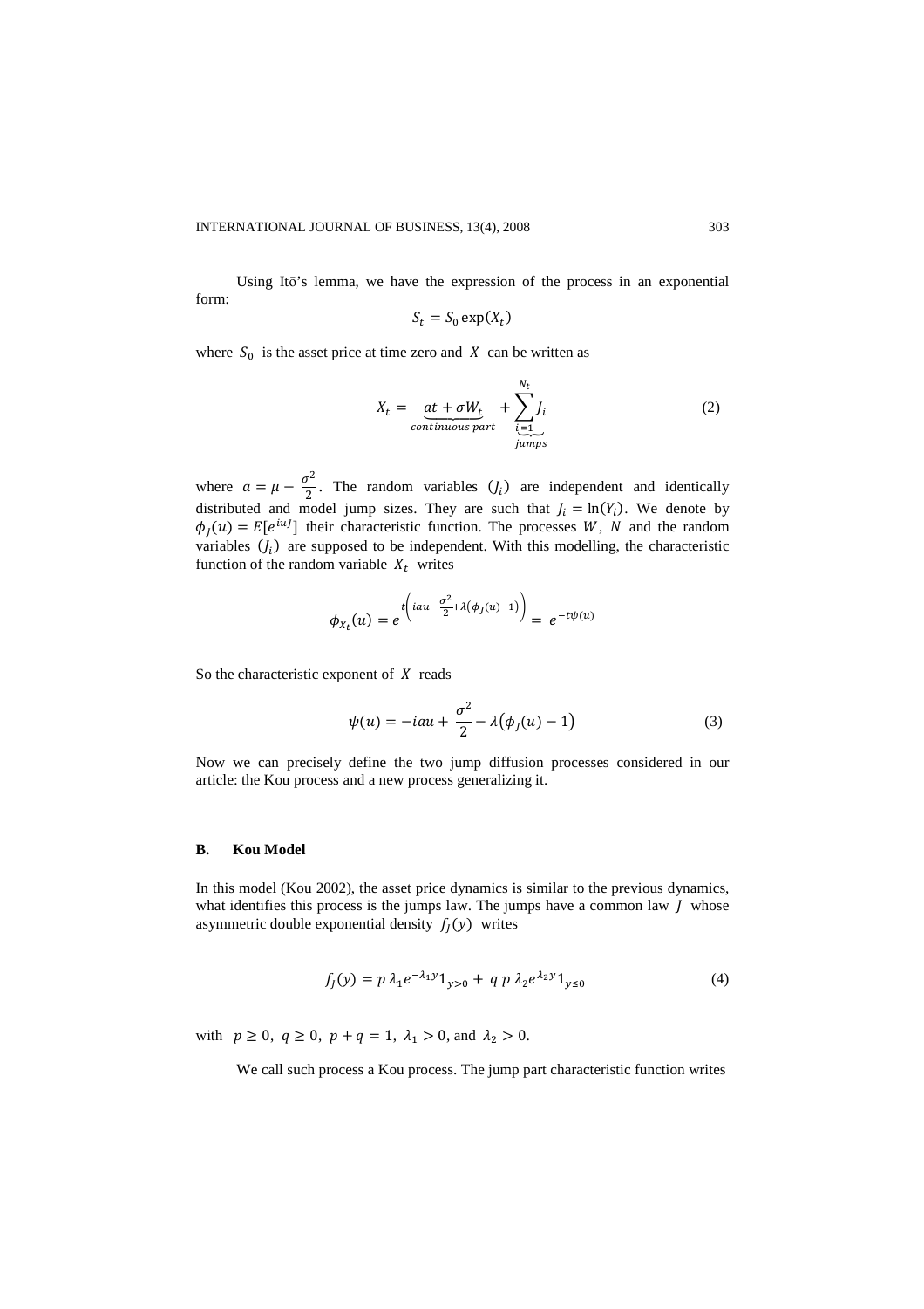Using Itō's lemma, we have the expression of the process in an exponential form:

$$S_t = S_0 \exp(X_t)$$

where $S_0$ is the asset price at time zero and $X$ can be written as

$$X_t = \underbrace{at + \sigma W_t}_{continuous\ part} + \underbrace{\sum_{i=1}^{N_t} J_i}_{jumps} \tag{2}$$

where $a = \mu - \frac{\sigma^2}{2}$. The random variables $(J_i)$ are independent and identically distributed and model jump sizes. They are such that $J_i = \ln(Y_i)$. We denote by $\phi_J(u) = E[e^{iuJ}]$ their characteristic function. The processes $W$, $N$ and the random variables $(J_i)$ are supposed to be independent. With this modelling, the characteristic function of the random variable $X_t$ writes

$$\phi_{X_t}(u) = e^{t\left(iau - \frac{\sigma^2}{2} + \lambda(\phi_J(u) - 1)\right)} = e^{-t\psi(u)}$$

So the characteristic exponent of $X$ reads

$$\psi(u) = -iau + \frac{\sigma^2}{2} - \lambda(\phi_J(u) - 1) \tag{3}$$

Now we can precisely define the two jump diffusion processes considered in our article: the Kou process and a new process generalizing it.

### B. Kou Model

In this model (Kou 2002), the asset price dynamics is similar to the previous dynamics, what identifies this process is the jumps law. The jumps have a common law $J$ whose asymmetric double exponential density $f_J(y)$ writes

$$f_J(y) = p\,\lambda_1 e^{-\lambda_1 y} 1_{y>0} + q\, p\, \lambda_2 e^{\lambda_2 y} 1_{y\leq 0} \tag{4}$$

with $p \geq 0,\ q \geq 0,\ p + q = 1,\ \lambda_1 > 0$, and $\lambda_2 > 0$.

We call such process a Kou process. The jump part characteristic function writes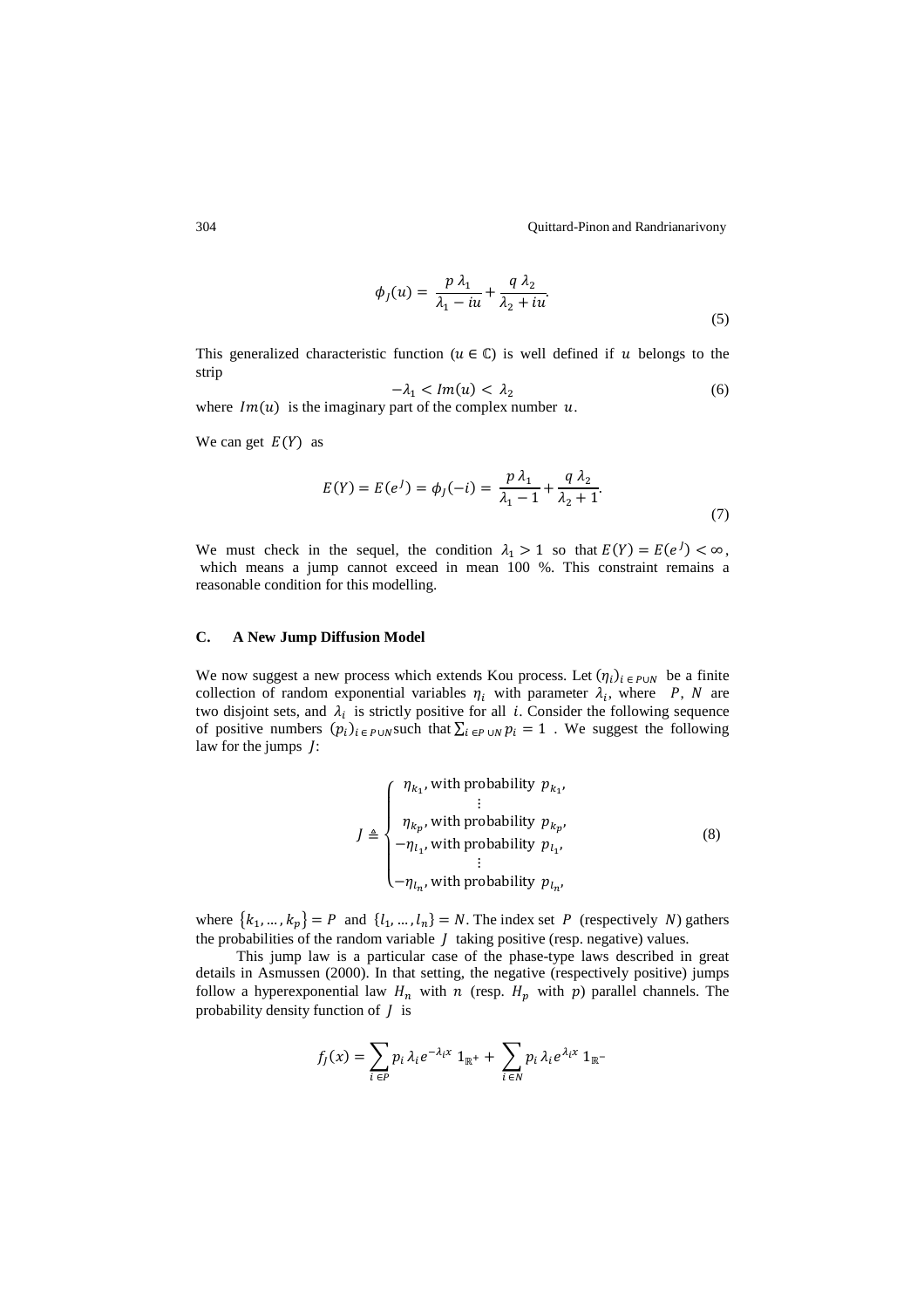$$\phi_J(u) = \frac{p\,\lambda_1}{\lambda_1 - iu} + \frac{q\,\lambda_2}{\lambda_2 + iu}. \tag{5}$$

This generalized characteristic function ($u \in \mathbb{C}$) is well defined if $u$ belongs to the strip

$$-\lambda_1 < Im(u) < \lambda_2 \tag{6}$$

where $Im(u)$ is the imaginary part of the complex number $u$.

We can get $E(Y)$ as

$$E(Y) = E(e^J) = \phi_J(-i) = \frac{p\,\lambda_1}{\lambda_1 - 1} + \frac{q\,\lambda_2}{\lambda_2 + 1}. \tag{7}$$

We must check in the sequel, the condition $\lambda_1 > 1$ so that $E(Y) = E(e^J) < \infty$, which means a jump cannot exceed in mean 100 %. This constraint remains a reasonable condition for this modelling.

### C. A New Jump Diffusion Model

We now suggest a new process which extends Kou process. Let $(\eta_i)_{i \in P \cup N}$ be a finite collection of random exponential variables $\eta_i$ with parameter $\lambda_i$, where $P$, $N$ are two disjoint sets, and $\lambda_i$ is strictly positive for all $i$. Consider the following sequence of positive numbers $(p_i)_{i \in P \cup N}$ such that $\sum_{i \in P \cup N} p_i = 1$. We suggest the following law for the jumps $J$:

$$J \triangleq \begin{cases} \eta_{k_1}, \text{with probability } p_{k_1}, \\ \quad \vdots \\ \eta_{k_p}, \text{with probability } p_{k_p}, \\ -\eta_{l_1}, \text{with probability } p_{l_1}, \\ \quad \vdots \\ -\eta_{l_n}, \text{with probability } p_{l_n}, \end{cases} \tag{8}$$

where $\{k_1, \dots, k_p\} = P$ and $\{l_1, \dots, l_n\} = N$. The index set $P$ (respectively $N$) gathers the probabilities of the random variable $J$ taking positive (resp. negative) values.

This jump law is a particular case of the phase-type laws described in great details in Asmussen (2000). In that setting, the negative (respectively positive) jumps follow a hyperexponential law $H_n$ with $n$ (resp. $H_p$ with $p$) parallel channels. The probability density function of $J$ is

$$f_J(x) = \sum_{i \in P} p_i\,\lambda_i e^{-\lambda_i x}\, 1_{\mathbb{R}^+} + \sum_{i \in N} p_i\,\lambda_i e^{\lambda_i x}\, 1_{\mathbb{R}^-}$$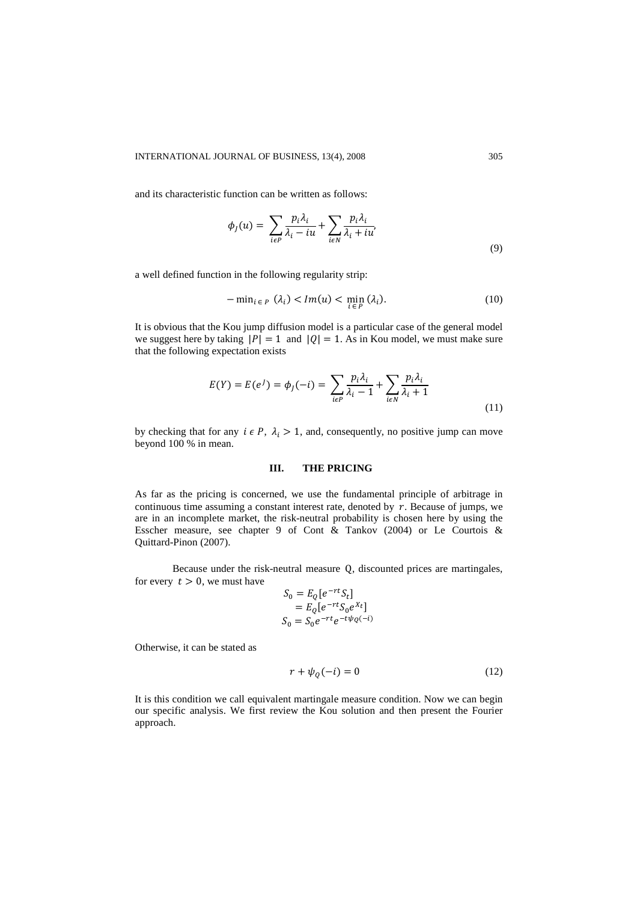and its characteristic function can be written as follows:

$$\phi_J(u) = \sum_{i\epsilon P} \frac{p_i \lambda_i}{\lambda_i - iu} + \sum_{i\epsilon N} \frac{p_i \lambda_i}{\lambda_i + iu}, \tag{9}$$

a well defined function in the following regularity strip:

$$-\min_{i \in P}(\lambda_i) < Im(u) < \min_{i \in P}(\lambda_i). \tag{10}$$

It is obvious that the Kou jump diffusion model is a particular case of the general model we suggest here by taking $|P| = 1$ and $|Q| = 1$. As in Kou model, we must make sure that the following expectation exists

$$E(Y) = E(e^J) = \phi_J(-i) = \sum_{i\epsilon P} \frac{p_i \lambda_i}{\lambda_i - 1} + \sum_{i\epsilon N} \frac{p_i \lambda_i}{\lambda_i + 1} \tag{11}$$

by checking that for any $i \epsilon P$, $\lambda_i > 1$, and, consequently, no positive jump can move beyond 100 % in mean.

## III. THE PRICING

As far as the pricing is concerned, we use the fundamental principle of arbitrage in continuous time assuming a constant interest rate, denoted by $r$. Because of jumps, we are in an incomplete market, the risk-neutral probability is chosen here by using the Esscher measure, see chapter 9 of Cont & Tankov (2004) or Le Courtois & Quittard-Pinon (2007).

Because under the risk-neutral measure Q, discounted prices are martingales, for every $t > 0$, we must have

$$\begin{aligned} S_0 &= E_Q[e^{-rt} S_t] \\ &= E_Q[e^{-rt} S_0 e^{X_t}] \\ S_0 &= S_0 e^{-rt} e^{-t\psi_Q(-i)} \end{aligned}$$

Otherwise, it can be stated as

$$r + \psi_Q(-i) = 0 \tag{12}$$

It is this condition we call equivalent martingale measure condition. Now we can begin our specific analysis. We first review the Kou solution and then present the Fourier approach.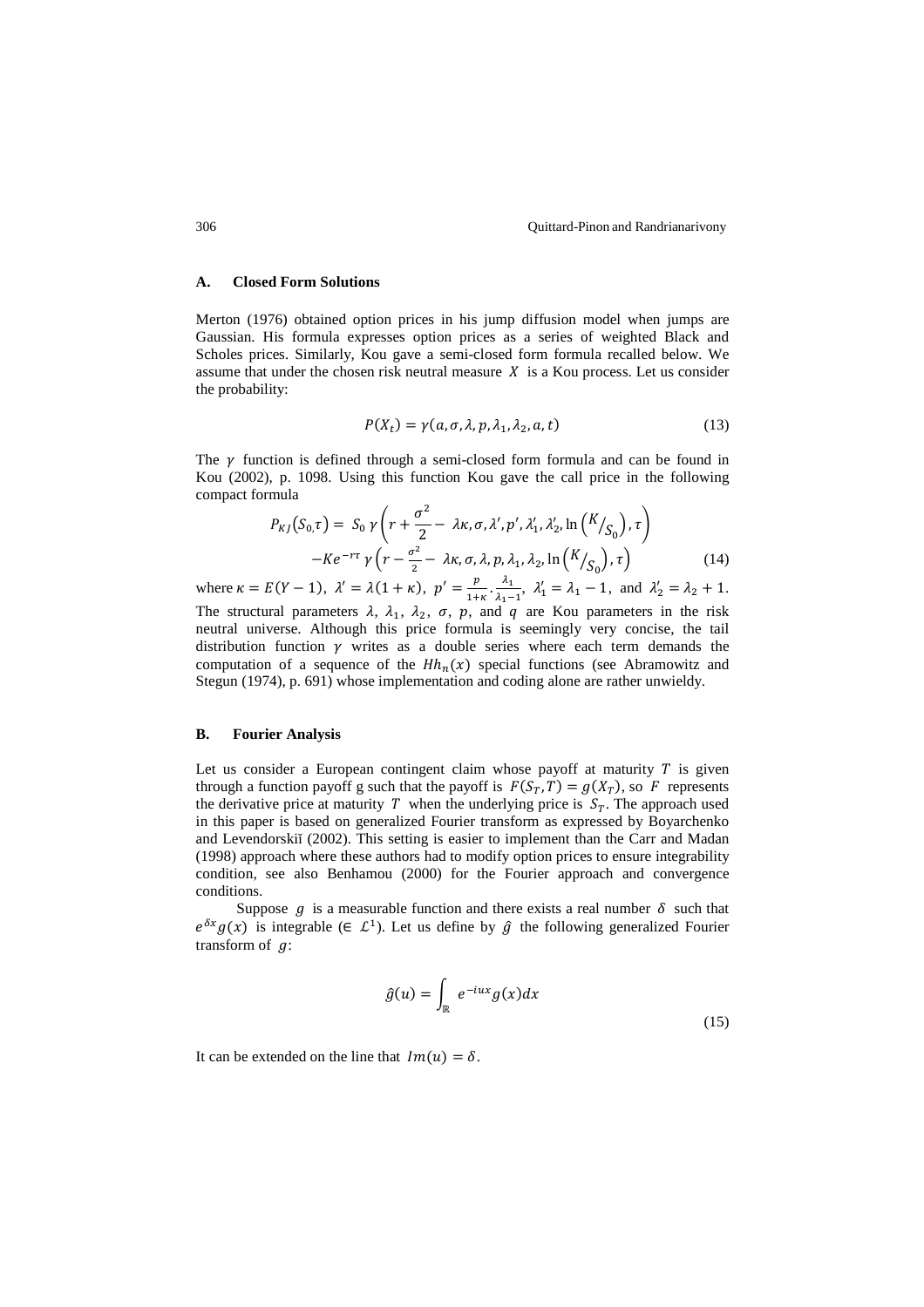### A. Closed Form Solutions

Merton (1976) obtained option prices in his jump diffusion model when jumps are Gaussian. His formula expresses option prices as a series of weighted Black and Scholes prices. Similarly, Kou gave a semi-closed form formula recalled below. We assume that under the chosen risk neutral measure $X$ is a Kou process. Let us consider the probability:

$$P(X_t) = \gamma(a, \sigma, \lambda, p, \lambda_1, \lambda_2, a, t) \tag{13}$$

The $\gamma$ function is defined through a semi-closed form formula and can be found in Kou (2002), p. 1098. Using this function Kou gave the call price in the following compact formula

$$P_{KJ}(S_0, \tau) = S_0\, \gamma\left(r + \frac{\sigma^2}{2} - \lambda\kappa, \sigma, \lambda', p', \lambda_1', \lambda_2', \ln\left({K}/{S_0}\right), \tau\right)$$
$$-Ke^{-r\tau}\, \gamma\left(r - \frac{\sigma^2}{2} - \lambda\kappa, \sigma, \lambda, p, \lambda_1, \lambda_2, \ln\left({K}/{S_0}\right), \tau\right) \tag{14}$$

where $\kappa = E(Y-1)$, $\lambda' = \lambda(1+\kappa)$, $p' = \frac{p}{1+\kappa} \cdot \frac{\lambda_1}{\lambda_1 - 1}$, $\lambda_1' = \lambda_1 - 1$, and $\lambda_2' = \lambda_2 + 1$. The structural parameters $\lambda$, $\lambda_1$, $\lambda_2$, $\sigma$, $p$, and $q$ are Kou parameters in the risk neutral universe. Although this price formula is seemingly very concise, the tail distribution function $\gamma$ writes as a double series where each term demands the computation of a sequence of the $Hh_n(x)$ special functions (see Abramowitz and Stegun (1974), p. 691) whose implementation and coding alone are rather unwieldy.

### B. Fourier Analysis

Let us consider a European contingent claim whose payoff at maturity $T$ is given through a function payoff g such that the payoff is $F(S_T, T) = g(X_T)$, so $F$ represents the derivative price at maturity $T$ when the underlying price is $S_T$. The approach used in this paper is based on generalized Fourier transform as expressed by Boyarchenko and Levendorskiĭ (2002). This setting is easier to implement than the Carr and Madan (1998) approach where these authors had to modify option prices to ensure integrability condition, see also Benhamou (2000) for the Fourier approach and convergence conditions.

Suppose $g$ is a measurable function and there exists a real number $\delta$ such that $e^{\delta x} g(x)$ is integrable ($\in \mathcal{L}^1$). Let us define by $\hat{g}$ the following generalized Fourier transform of $g$:

$$\hat{g}(u) = \int_{\mathbb{R}} e^{-iux} g(x) dx \tag{15}$$

It can be extended on the line that $Im(u) = \delta$.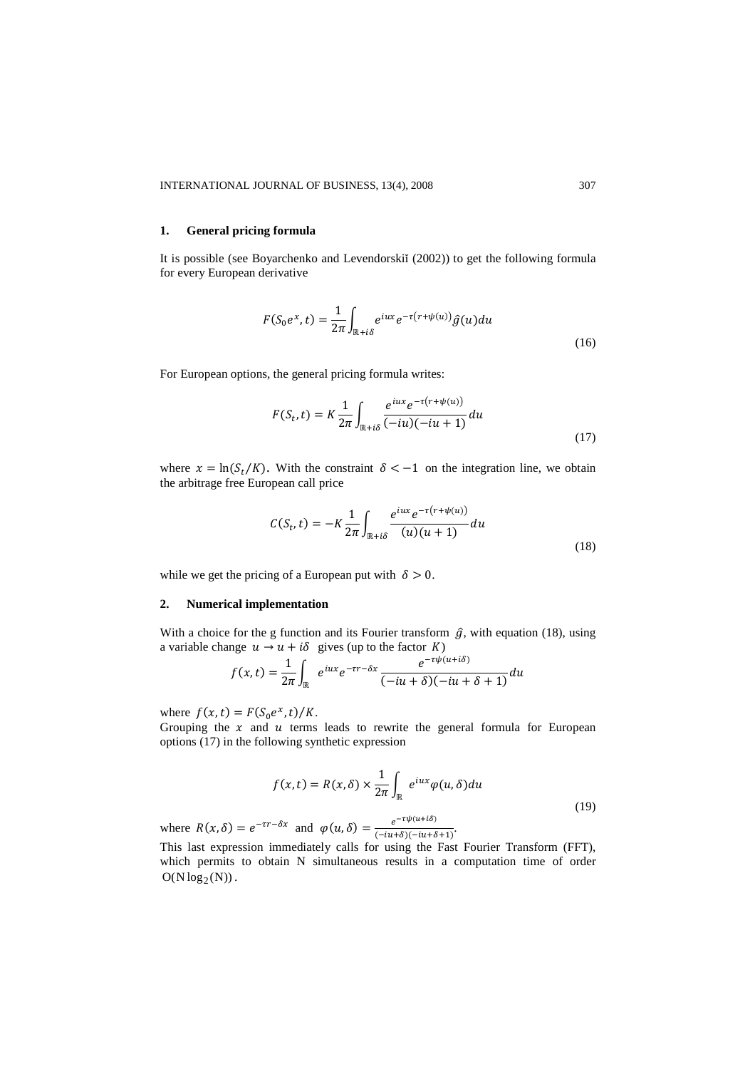## 1. General pricing formula

It is possible (see Boyarchenko and Levendorskiĭ (2002)) to get the following formula for every European derivative

$$F(S_0 e^x, t) = \frac{1}{2\pi} \int_{\mathbb{R}+i\delta} e^{iux} e^{-\tau(r+\psi(u))} \hat{g}(u) du \tag{16}$$

For European options, the general pricing formula writes:

$$F(S_t, t) = K \frac{1}{2\pi} \int_{\mathbb{R}+i\delta} \frac{e^{iux} e^{-\tau(r+\psi(u))}}{(-iu)(-iu+1)} du \tag{17}$$

where $x = \ln(S_t/K)$. With the constraint $\delta < -1$ on the integration line, we obtain the arbitrage free European call price

$$C(S_t, t) = -K \frac{1}{2\pi} \int_{\mathbb{R}+i\delta} \frac{e^{iux} e^{-\tau(r+\psi(u))}}{(u)(u+1)} du \tag{18}$$

while we get the pricing of a European put with $\delta > 0$.

## 2. Numerical implementation

With a choice for the g function and its Fourier transform $\hat{g}$, with equation (18), using a variable change $u \to u + i\delta$ gives (up to the factor $K$)

$$f(x,t) = \frac{1}{2\pi} \int_{\mathbb{R}} e^{iux} e^{-\tau r - \delta x} \frac{e^{-\tau\psi(u+i\delta)}}{(-iu+\delta)(-iu+\delta+1)} du$$

where $f(x,t) = F(S_0 e^x, t)/K$.
Grouping the $x$ and $u$ terms leads to rewrite the general formula for European options (17) in the following synthetic expression

$$f(x,t) = R(x,\delta) \times \frac{1}{2\pi} \int_{\mathbb{R}} e^{iux} \varphi(u,\delta) du \tag{19}$$

where $R(x,\delta) = e^{-\tau r - \delta x}$ and $\varphi(u,\delta) = \frac{e^{-\tau\psi(u+i\delta)}}{(-iu+\delta)(-iu+\delta+1)}$.
This last expression immediately calls for using the Fast Fourier Transform (FFT), which permits to obtain N simultaneous results in a computation time of order $O(N \log_2(N))$.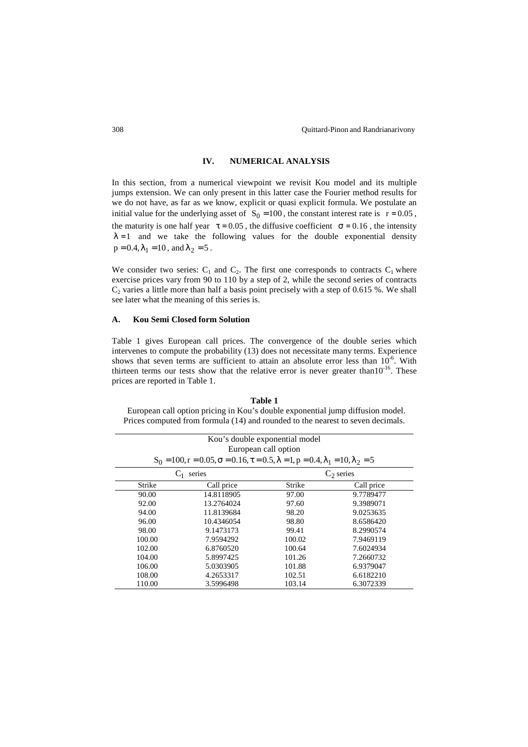## IV. NUMERICAL ANALYSIS

In this section, from a numerical viewpoint we revisit Kou model and its multiple jumps extension. We can only present in this latter case the Fourier method results for we do not have, as far as we know, explicit or quasi explicit formula. We postulate an initial value for the underlying asset of $S_0 = 100$, the constant interest rate is $r = 0.05$, the maturity is one half year $\tau = 0.05$, the diffusive coefficient $\sigma = 0.16$, the intensity $\lambda = 1$ and we take the following values for the double exponential density $p = 0.4, \lambda_1 = 10$, and $\lambda_2 = 5$.

We consider two series: $C_1$ and $C_2$. The first one corresponds to contracts $C_1$ where exercise prices vary from 90 to 110 by a step of 2, while the second series of contracts $C_2$ varies a little more than half a basis point precisely with a step of 0.615 %. We shall see later what the meaning of this series is.

### A. Kou Semi Closed form Solution

Table 1 gives European call prices. The convergence of the double series which intervenes to compute the probability (13) does not necessitate many terms. Experience shows that seven terms are sufficient to attain an absolute error less than $10^{-6}$. With thirteen terms our tests show that the relative error is never greater than$10^{-16}$. These prices are reported in Table 1.

**Table 1**

European call option pricing in Kou's double exponential jump diffusion model. Prices computed from formula (14) and rounded to the nearest to seven decimals.

| Kou's double exponential model<br>European call option<br>$S_0 = 100, r = 0.05, \sigma = 0.16, \tau = 0.5, \lambda = 1, p = 0.4, \lambda_1 = 10, \lambda_2 = 5$ | | | |
|---|---|---|---|
| $C_1$ series | | $C_2$ series | |
| Strike | Call price | Strike | Call price |
| 90.00 | 14.8118905 | 97.00 | 9.7789477 |
| 92.00 | 13.2764024 | 97.60 | 9.3989071 |
| 94.00 | 11.8139684 | 98.20 | 9.0253635 |
| 96.00 | 10.4346054 | 98.80 | 8.6586420 |
| 98.00 | 9.1473173 | 99.41 | 8.2990574 |
| 100.00 | 7.9594292 | 100.02 | 7.9469119 |
| 102.00 | 6.8760520 | 100.64 | 7.6024934 |
| 104.00 | 5.8997425 | 101.26 | 7.2660732 |
| 106.00 | 5.0303905 | 101.88 | 6.9379047 |
| 108.00 | 4.2653317 | 102.51 | 6.6182210 |
| 110.00 | 3.5996498 | 103.14 | 6.3072339 |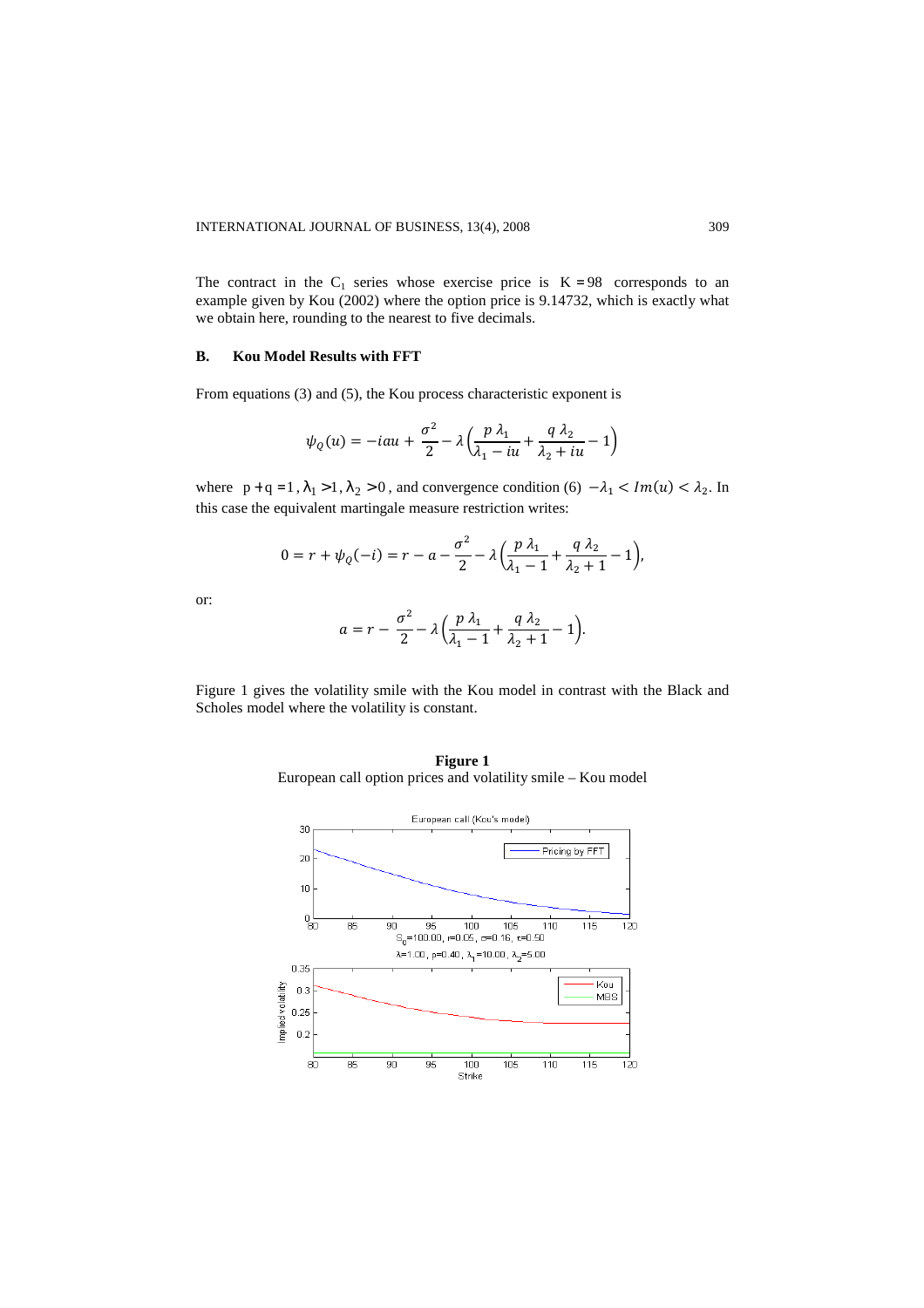The contract in the $C_1$ series whose exercise price is $K = 98$ corresponds to an example given by Kou (2002) where the option price is 9.14732, which is exactly what we obtain here, rounding to the nearest to five decimals.

### B. Kou Model Results with FFT

From equations (3) and (5), the Kou process characteristic exponent is

$$\psi_Q(u) = -iau + \frac{\sigma^2}{2} - \lambda\left(\frac{p\,\lambda_1}{\lambda_1 - iu} + \frac{q\,\lambda_2}{\lambda_2 + iu} - 1\right)$$

where $p + q = 1$, $\lambda_1 > 1$, $\lambda_2 > 0$, and convergence condition (6) $-\lambda_1 < Im(u) < \lambda_2$. In this case the equivalent martingale measure restriction writes:

$$0 = r + \psi_Q(-i) = r - a - \frac{\sigma^2}{2} - \lambda\left(\frac{p\,\lambda_1}{\lambda_1 - 1} + \frac{q\,\lambda_2}{\lambda_2 + 1} - 1\right),$$

or:

$$a = r - \frac{\sigma^2}{2} - \lambda\left(\frac{p\,\lambda_1}{\lambda_1 - 1} + \frac{q\,\lambda_2}{\lambda_2 + 1} - 1\right).$$

Figure 1 gives the volatility smile with the Kou model in contrast with the Black and Scholes model where the volatility is constant.

**Figure 1**
European call option prices and volatility smile – Kou model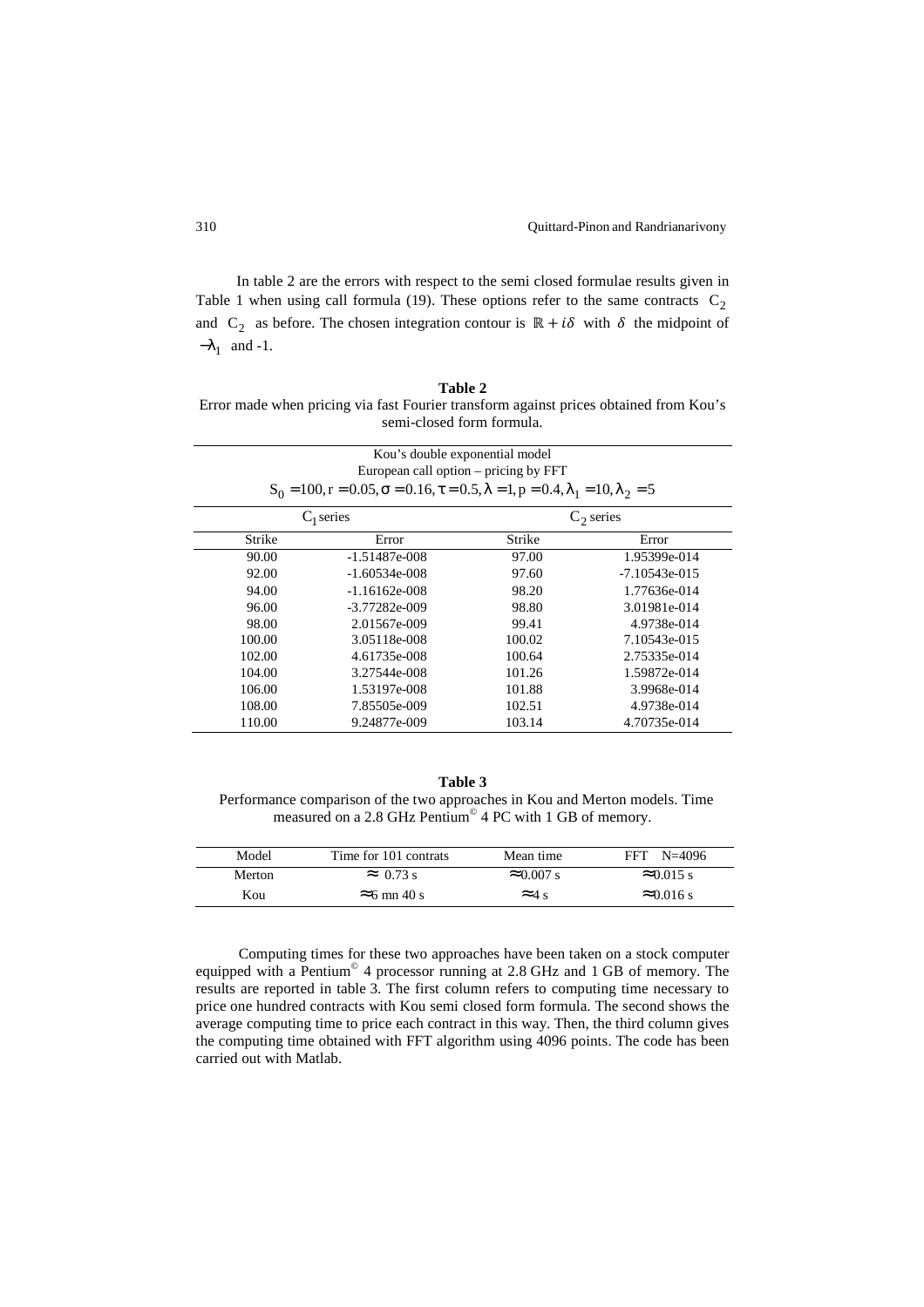In table 2 are the errors with respect to the semi closed formulae results given in Table 1 when using call formula (19). These options refer to the same contracts $C_2$ and $C_2$ as before. The chosen integration contour is $\mathbb{R} + i\delta$ with $\delta$ the midpoint of $-\lambda_1$ and -1.

**Table 2**

Error made when pricing via fast Fourier transform against prices obtained from Kou's semi-closed form formula.

| Kou's double exponential model<br>European call option – pricing by FFT<br>$S_0 = 100, r = 0.05, \sigma = 0.16, \tau = 0.5, \lambda = 1, p = 0.4, \lambda_1 = 10, \lambda_2 = 5$ | | | |
|---|---|---|---|
| $C_1$ series | | $C_2$ series | |
| Strike | Error | Strike | Error |
| 90.00 | -1.51487e-008 | 97.00 | 1.95399e-014 |
| 92.00 | -1.60534e-008 | 97.60 | -7.10543e-015 |
| 94.00 | -1.16162e-008 | 98.20 | 1.77636e-014 |
| 96.00 | -3.77282e-009 | 98.80 | 3.01981e-014 |
| 98.00 | 2.01567e-009 | 99.41 | 4.9738e-014 |
| 100.00 | 3.05118e-008 | 100.02 | 7.10543e-015 |
| 102.00 | 4.61735e-008 | 100.64 | 2.75335e-014 |
| 104.00 | 3.27544e-008 | 101.26 | 1.59872e-014 |
| 106.00 | 1.53197e-008 | 101.88 | 3.9968e-014 |
| 108.00 | 7.85505e-009 | 102.51 | 4.9738e-014 |
| 110.00 | 9.24877e-009 | 103.14 | 4.70735e-014 |

**Table 3**

Performance comparison of the two approaches in Kou and Merton models. Time measured on a 2.8 GHz Pentium© 4 PC with 1 GB of memory.

| Model | Time for 101 contrats | Mean time | FFT N=4096 |
|---|---|---|---|
| Merton | $\approx$ 0.73 s | $\approx$0.007 s | $\approx$0.015 s |
| Kou | $\approx$6 mn 40 s | $\approx$4 s | $\approx$0.016 s |

Computing times for these two approaches have been taken on a stock computer equipped with a Pentium© 4 processor running at 2.8 GHz and 1 GB of memory. The results are reported in table 3. The first column refers to computing time necessary to price one hundred contracts with Kou semi closed form formula. The second shows the average computing time to price each contract in this way. Then, the third column gives the computing time obtained with FFT algorithm using 4096 points. The code has been carried out with Matlab.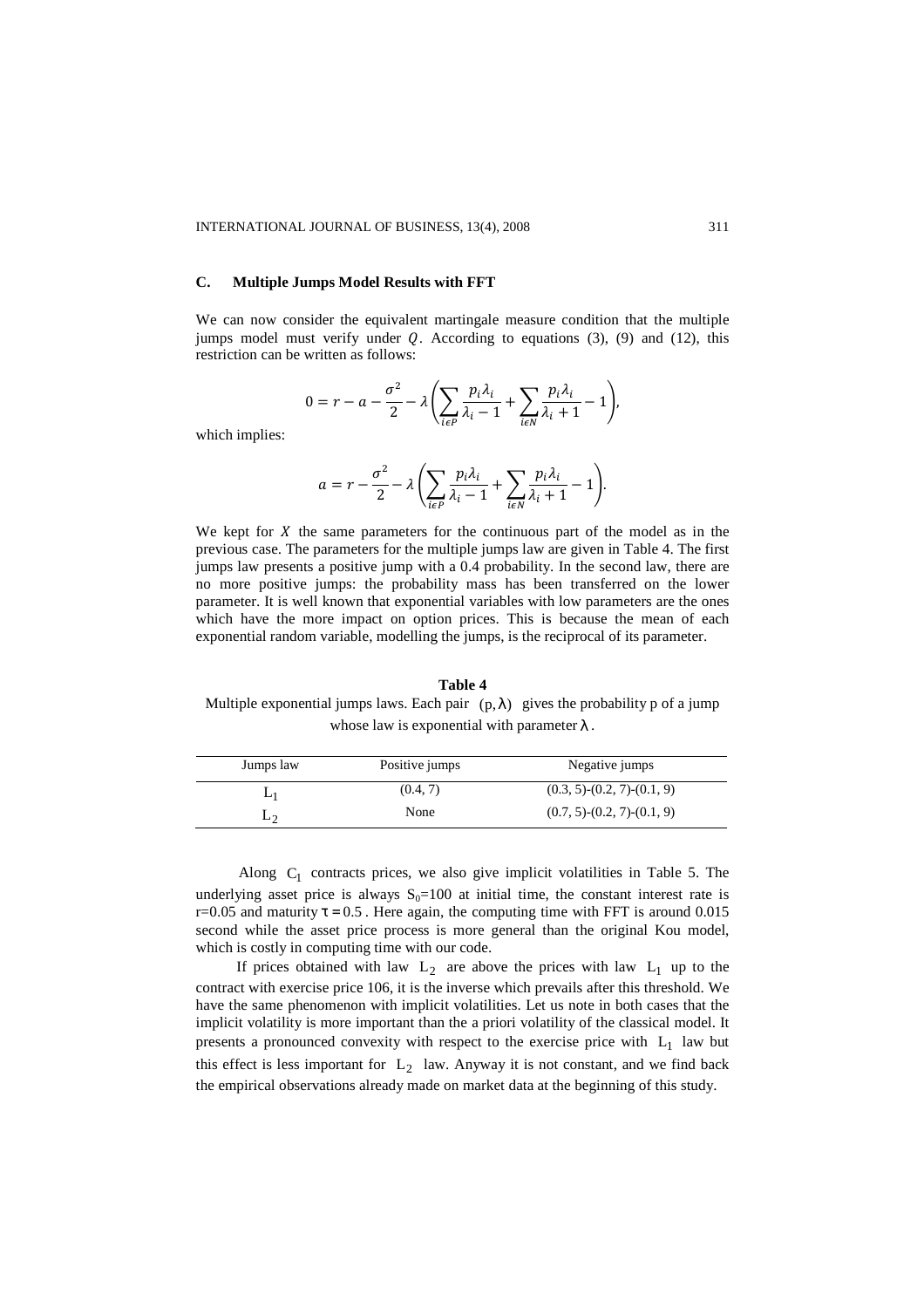### C. Multiple Jumps Model Results with FFT

We can now consider the equivalent martingale measure condition that the multiple jumps model must verify under $Q$. According to equations (3), (9) and (12), this restriction can be written as follows:

$$0 = r - a - \frac{\sigma^2}{2} - \lambda\left(\sum_{i\epsilon P} \frac{p_i \lambda_i}{\lambda_i - 1} + \sum_{i\epsilon N} \frac{p_i \lambda_i}{\lambda_i + 1} - 1\right),$$

which implies:

$$a = r - \frac{\sigma^2}{2} - \lambda\left(\sum_{i\epsilon P} \frac{p_i \lambda_i}{\lambda_i - 1} + \sum_{i\epsilon N} \frac{p_i \lambda_i}{\lambda_i + 1} - 1\right).$$

We kept for $X$ the same parameters for the continuous part of the model as in the previous case. The parameters for the multiple jumps law are given in Table 4. The first jumps law presents a positive jump with a 0.4 probability. In the second law, there are no more positive jumps: the probability mass has been transferred on the lower parameter. It is well known that exponential variables with low parameters are the ones which have the more impact on option prices. This is because the mean of each exponential random variable, modelling the jumps, is the reciprocal of its parameter.

**Table 4**

Multiple exponential jumps laws. Each pair $(p, \lambda)$ gives the probability p of a jump whose law is exponential with parameter $\lambda$.

| Jumps law | Positive jumps | Negative jumps |
|---|---|---|
| $L_1$ | (0.4, 7) | (0.3, 5)-(0.2, 7)-(0.1, 9) |
| $L_2$ | None | (0.7, 5)-(0.2, 7)-(0.1, 9) |

Along $C_1$ contracts prices, we also give implicit volatilities in Table 5. The underlying asset price is always $S_0$=100 at initial time, the constant interest rate is r=0.05 and maturity $\tau = 0.5$. Here again, the computing time with FFT is around 0.015 second while the asset price process is more general than the original Kou model, which is costly in computing time with our code.

If prices obtained with law $L_2$ are above the prices with law $L_1$ up to the contract with exercise price 106, it is the inverse which prevails after this threshold. We have the same phenomenon with implicit volatilities. Let us note in both cases that the implicit volatility is more important than the a priori volatility of the classical model. It presents a pronounced convexity with respect to the exercise price with $L_1$ law but this effect is less important for $L_2$ law. Anyway it is not constant, and we find back the empirical observations already made on market data at the beginning of this study.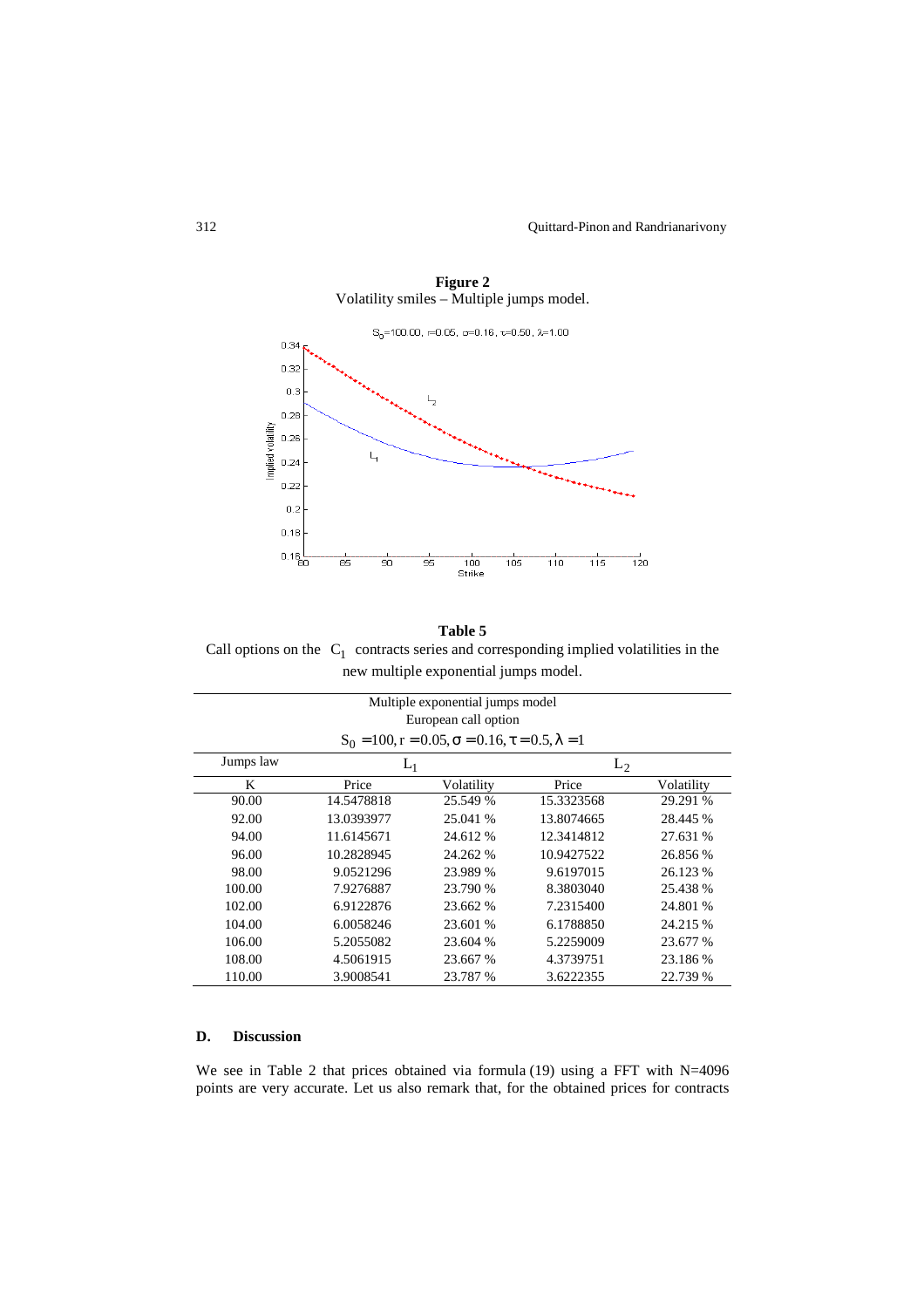**Figure 2**
Volatility smiles – Multiple jumps model.

**Table 5**
Call options on the $C_1$ contracts series and corresponding implied volatilities in the new multiple exponential jumps model.

| Multiple exponential jumps model<br>European call option<br>$S_0 = 100, r = 0.05, \sigma = 0.16, \tau = 0.5, \lambda = 1$ | | | | |
|---|---|---|---|---|
| Jumps law | $L_1$ | | $L_2$ | |
| K | Price | Volatility | Price | Volatility |
| 90.00 | 14.5478818 | 25.549 % | 15.3323568 | 29.291 % |
| 92.00 | 13.0393977 | 25.041 % | 13.8074665 | 28.445 % |
| 94.00 | 11.6145671 | 24.612 % | 12.3414812 | 27.631 % |
| 96.00 | 10.2828945 | 24.262 % | 10.9427522 | 26.856 % |
| 98.00 | 9.0521296 | 23.989 % | 9.6197015 | 26.123 % |
| 100.00 | 7.9276887 | 23.790 % | 8.3803040 | 25.438 % |
| 102.00 | 6.9122876 | 23.662 % | 7.2315400 | 24.801 % |
| 104.00 | 6.0058246 | 23.601 % | 6.1788850 | 24.215 % |
| 106.00 | 5.2055082 | 23.604 % | 5.2259009 | 23.677 % |
| 108.00 | 4.5061915 | 23.667 % | 4.3739751 | 23.186 % |
| 110.00 | 3.9008541 | 23.787 % | 3.6222355 | 22.739 % |

### D. Discussion

We see in Table 2 that prices obtained via formula (19) using a FFT with N=4096 points are very accurate. Let us also remark that, for the obtained prices for contracts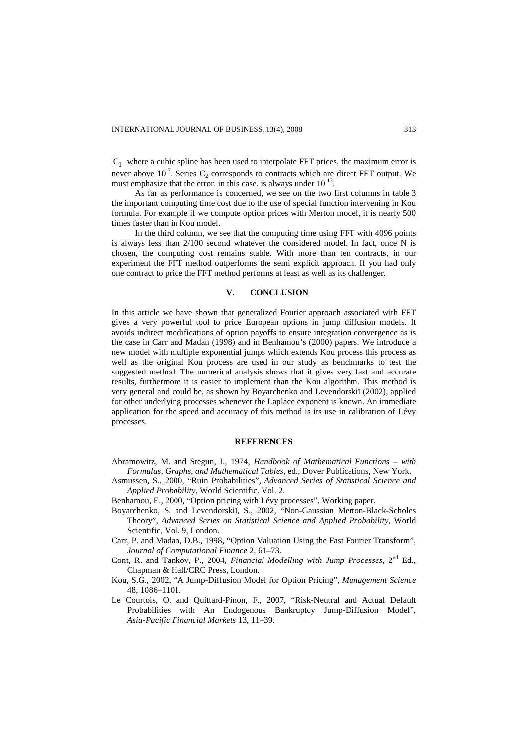$C_1$ where a cubic spline has been used to interpolate FFT prices, the maximum error is never above $10^{-7}$. Series $C_2$ corresponds to contracts which are direct FFT output. We must emphasize that the error, in this case, is always under $10^{-13}$.

As far as performance is concerned, we see on the two first columns in table 3 the important computing time cost due to the use of special function intervening in Kou formula. For example if we compute option prices with Merton model, it is nearly 500 times faster than in Kou model.

In the third column, we see that the computing time using FFT with 4096 points is always less than 2/100 second whatever the considered model. In fact, once N is chosen, the computing cost remains stable. With more than ten contracts, in our experiment the FFT method outperforms the semi explicit approach. If you had only one contract to price the FFT method performs at least as well as its challenger.

## V. CONCLUSION

In this article we have shown that generalized Fourier approach associated with FFT gives a very powerful tool to price European options in jump diffusion models. It avoids indirect modifications of option payoffs to ensure integration convergence as is the case in Carr and Madan (1998) and in Benhamou's (2000) papers. We introduce a new model with multiple exponential jumps which extends Kou process this process as well as the original Kou process are used in our study as benchmarks to test the suggested method. The numerical analysis shows that it gives very fast and accurate results, furthermore it is easier to implement than the Kou algorithm. This method is very general and could be, as shown by Boyarchenko and Levendorskiĭ (2002), applied for other underlying processes whenever the Laplace exponent is known. An immediate application for the speed and accuracy of this method is its use in calibration of Lévy processes.

## REFERENCES

Abramowitz, M. and Stegun, I., 1974, *Handbook of Mathematical Functions – with Formulas, Graphs, and Mathematical Tables*, ed., Dover Publications, New York.

Asmussen, S., 2000, "Ruin Probabilities", *Advanced Series of Statistical Science and Applied Probability*, World Scientific. Vol. 2.

Benhamou, E., 2000, "Option pricing with Lévy processes", Working paper.

Boyarchenko, S. and Levendorskiĭ, S., 2002, "Non-Gaussian Merton-Black-Scholes Theory", *Advanced Series on Statistical Science and Applied Probability*, World Scientific, Vol. 9, London.

Carr, P. and Madan, D.B., 1998, "Option Valuation Using the Fast Fourier Transform", *Journal of Computational Finance* 2, 61–73.

Cont, R. and Tankov, P., 2004, *Financial Modelling with Jump Processes*, 2nd Ed., Chapman & Hall/CRC Press, London.

Kou, S.G., 2002, "A Jump-Diffusion Model for Option Pricing", *Management Science* 48, 1086–1101.

Le Courtois, O. and Quittard-Pinon, F., 2007, "Risk-Neutral and Actual Default Probabilities with An Endogenous Bankruptcy Jump-Diffusion Model", *Asia-Pacific Financial Markets* 13, 11–39.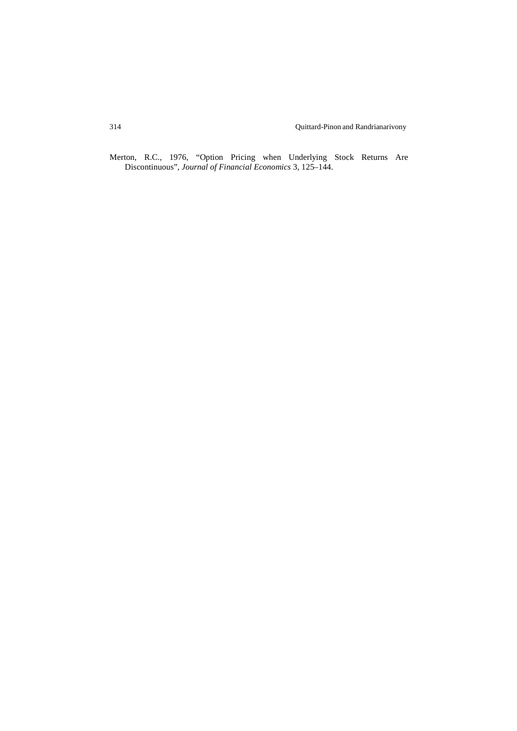Merton, R.C., 1976, "Option Pricing when Underlying Stock Returns Are Discontinuous", *Journal of Financial Economics* 3, 125–144.